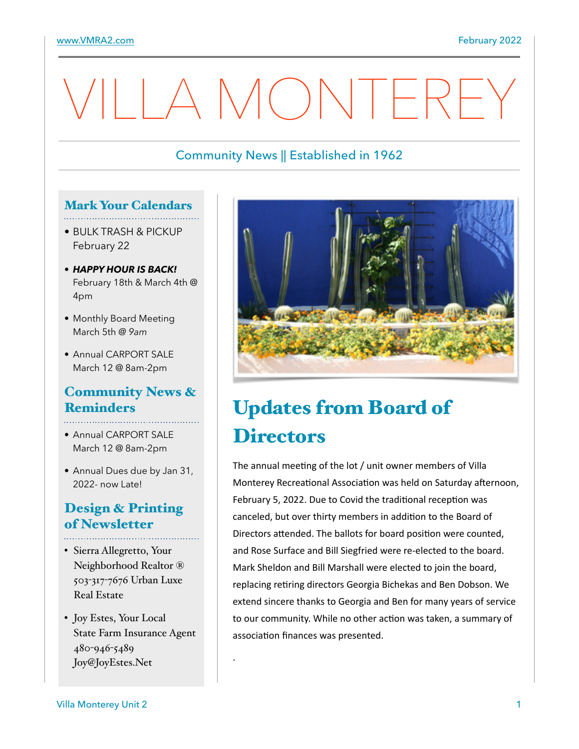# VILLA MONTEREY

Community News || Established in 1962

## Mark Your Calendars

- BULK TRASH & PICKUP February 22
- ***HAPPY HOUR IS BACK!*** February 18th & March 4th @ 4pm
- Monthly Board Meeting March 5th @ *9am*
- Annual CARPORT SALE March 12 @ 8am-2pm

## Community News & Reminders

- Annual CARPORT SALE March 12 @ 8am-2pm
- Annual Dues due by Jan 31, 2022- now Late!

## Design & Printing of Newsletter

- Sierra Allegretto, Your Neighborhood Realtor ® 503-317-7676 Urban Luxe Real Estate
- Joy Estes, Your Local State Farm Insurance Agent 480-946-5489 Joy@JoyEstes.Net

# Updates from Board of Directors

The annual meeting of the lot / unit owner members of Villa Monterey Recreational Association was held on Saturday afternoon, February 5, 2022. Due to Covid the traditional reception was canceled, but over thirty members in addition to the Board of Directors attended. The ballots for board position were counted, and Rose Surface and Bill Siegfried were re-elected to the board. Mark Sheldon and Bill Marshall were elected to join the board, replacing retiring directors Georgia Bichekas and Ben Dobson. We extend sincere thanks to Georgia and Ben for many years of service to our community. While no other action was taken, a summary of association finances was presented.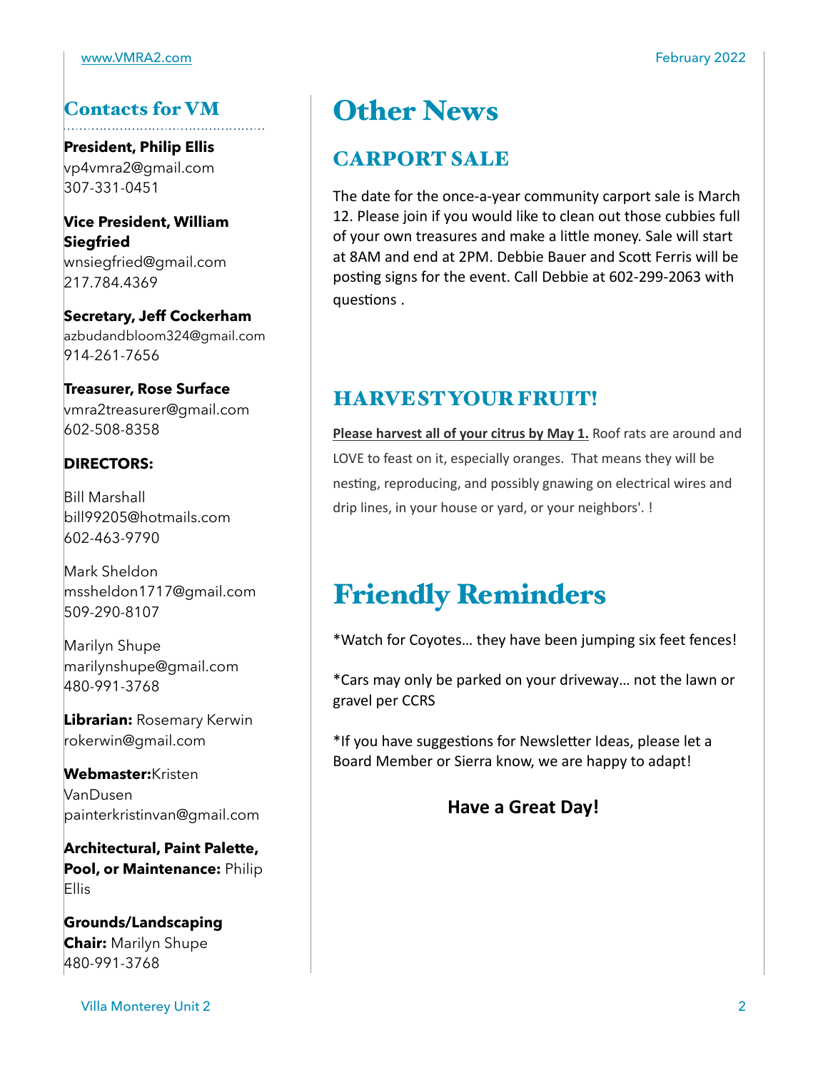## Contacts for VM

**President, Philip Ellis**
vp4vmra2@gmail.com
307-331-0451

**Vice President, William Siegfried**
wnsiegfried@gmail.com
217.784.4369

**Secretary, Jeff Cockerham**
azbudandbloom324@gmail.com
914-261-7656

**Treasurer, Rose Surface**
vmra2treasurer@gmail.com
602-508-8358

**DIRECTORS:**

Bill Marshall
bill99205@hotmails.com
602-463-9790

Mark Sheldon
mssheldon1717@gmail.com
509-290-8107

Marilyn Shupe
marilynshupe@gmail.com
480-991-3768

**Librarian:** Rosemary Kerwin
rokerwin@gmail.com

**Webmaster:**Kristen VanDusen
painterkristinvan@gmail.com

**Architectural, Paint Palette, Pool, or Maintenance:** Philip Ellis

**Grounds/Landscaping Chair:** Marilyn Shupe
480-991-3768

# Other News

## CARPORT SALE

The date for the once-a-year community carport sale is March 12. Please join if you would like to clean out those cubbies full of your own treasures and make a little money. Sale will start at 8AM and end at 2PM. Debbie Bauer and Scott Ferris will be posting signs for the event. Call Debbie at 602-299-2063 with questions .

## HARVEST YOUR FRUIT!

**Please harvest all of your citrus by May 1.** Roof rats are around and LOVE to feast on it, especially oranges. That means they will be nesting, reproducing, and possibly gnawing on electrical wires and drip lines, in your house or yard, or your neighbors'. !

# Friendly Reminders

*Watch for Coyotes… they have been jumping six feet fences!

*Cars may only be parked on your driveway… not the lawn or gravel per CCRS

*If you have suggestions for Newsletter Ideas, please let a Board Member or Sierra know, we are happy to adapt!

**Have a Great Day!**